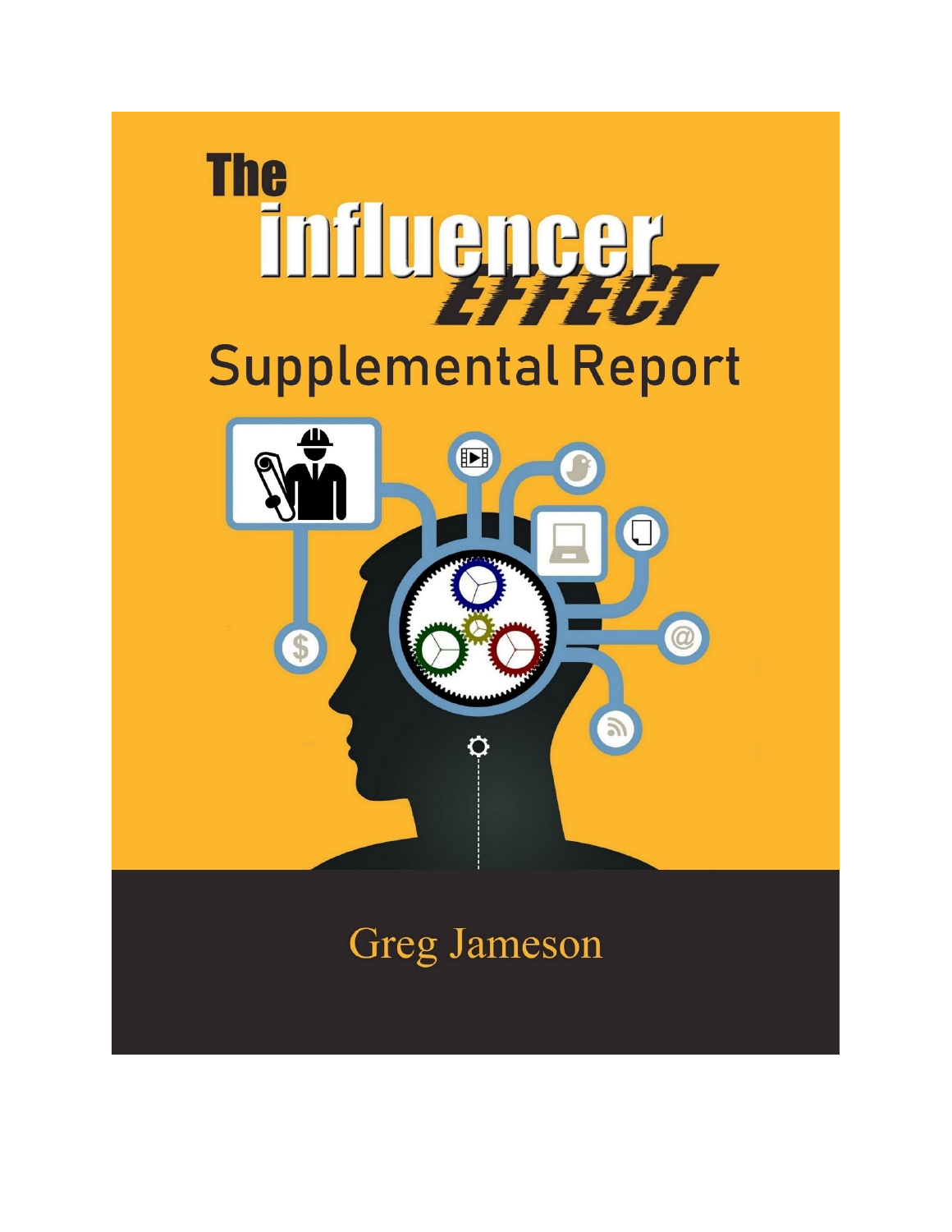# The influencer EFFECT

## Supplemental Report

Greg Jameson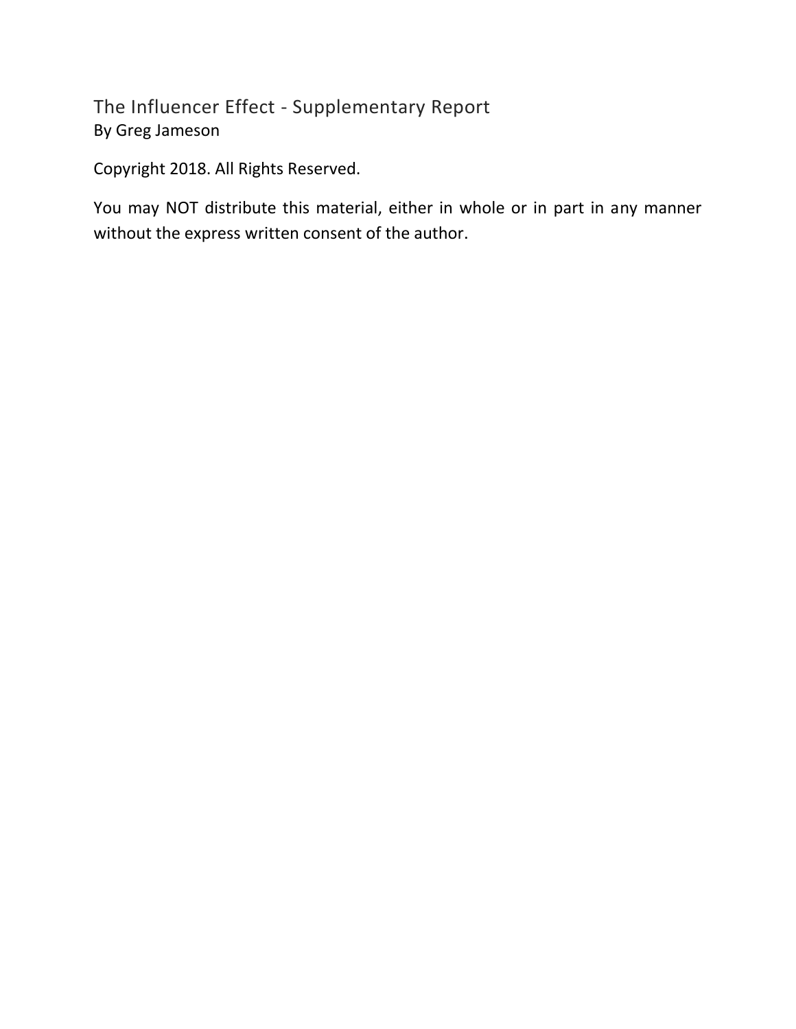# The Influencer Effect - Supplementary Report

By Greg Jameson

Copyright 2018. All Rights Reserved.

You may NOT distribute this material, either in whole or in part in any manner without the express written consent of the author.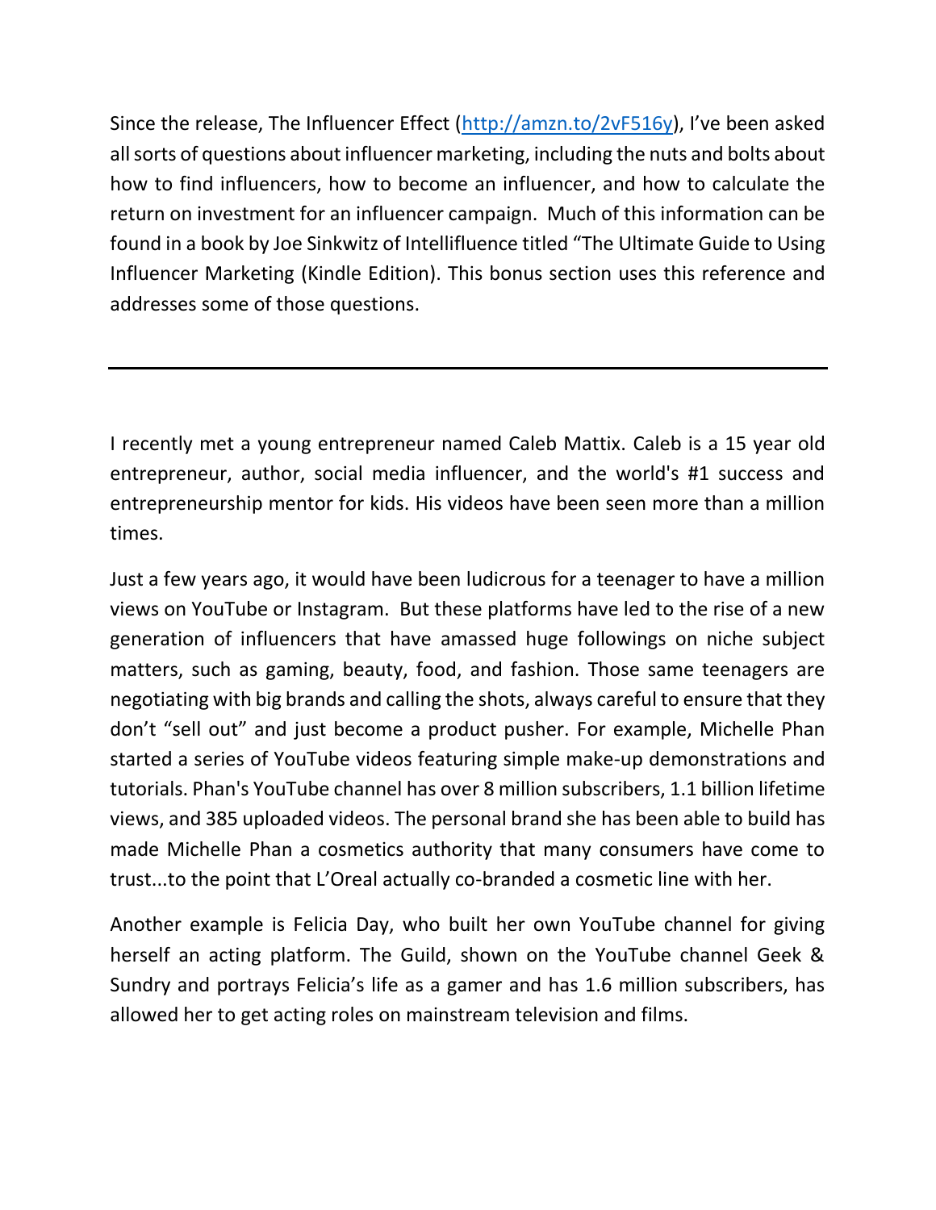Since the release, The Influencer Effect (http://amzn.to/2vF516y), I've been asked all sorts of questions about influencer marketing, including the nuts and bolts about how to find influencers, how to become an influencer, and how to calculate the return on investment for an influencer campaign.  Much of this information can be found in a book by Joe Sinkwitz of Intellifluence titled "The Ultimate Guide to Using Influencer Marketing (Kindle Edition). This bonus section uses this reference and addresses some of those questions.

---

I recently met a young entrepreneur named Caleb Mattix. Caleb is a 15 year old entrepreneur, author, social media influencer, and the world's #1 success and entrepreneurship mentor for kids. His videos have been seen more than a million times.

Just a few years ago, it would have been ludicrous for a teenager to have a million views on YouTube or Instagram.  But these platforms have led to the rise of a new generation of influencers that have amassed huge followings on niche subject matters, such as gaming, beauty, food, and fashion. Those same teenagers are negotiating with big brands and calling the shots, always careful to ensure that they don't "sell out" and just become a product pusher. For example, Michelle Phan started a series of YouTube videos featuring simple make-up demonstrations and tutorials. Phan's YouTube channel has over 8 million subscribers, 1.1 billion lifetime views, and 385 uploaded videos. The personal brand she has been able to build has made Michelle Phan a cosmetics authority that many consumers have come to trust...to the point that L'Oreal actually co-branded a cosmetic line with her.

Another example is Felicia Day, who built her own YouTube channel for giving herself an acting platform. The Guild, shown on the YouTube channel Geek & Sundry and portrays Felicia's life as a gamer and has 1.6 million subscribers, has allowed her to get acting roles on mainstream television and films.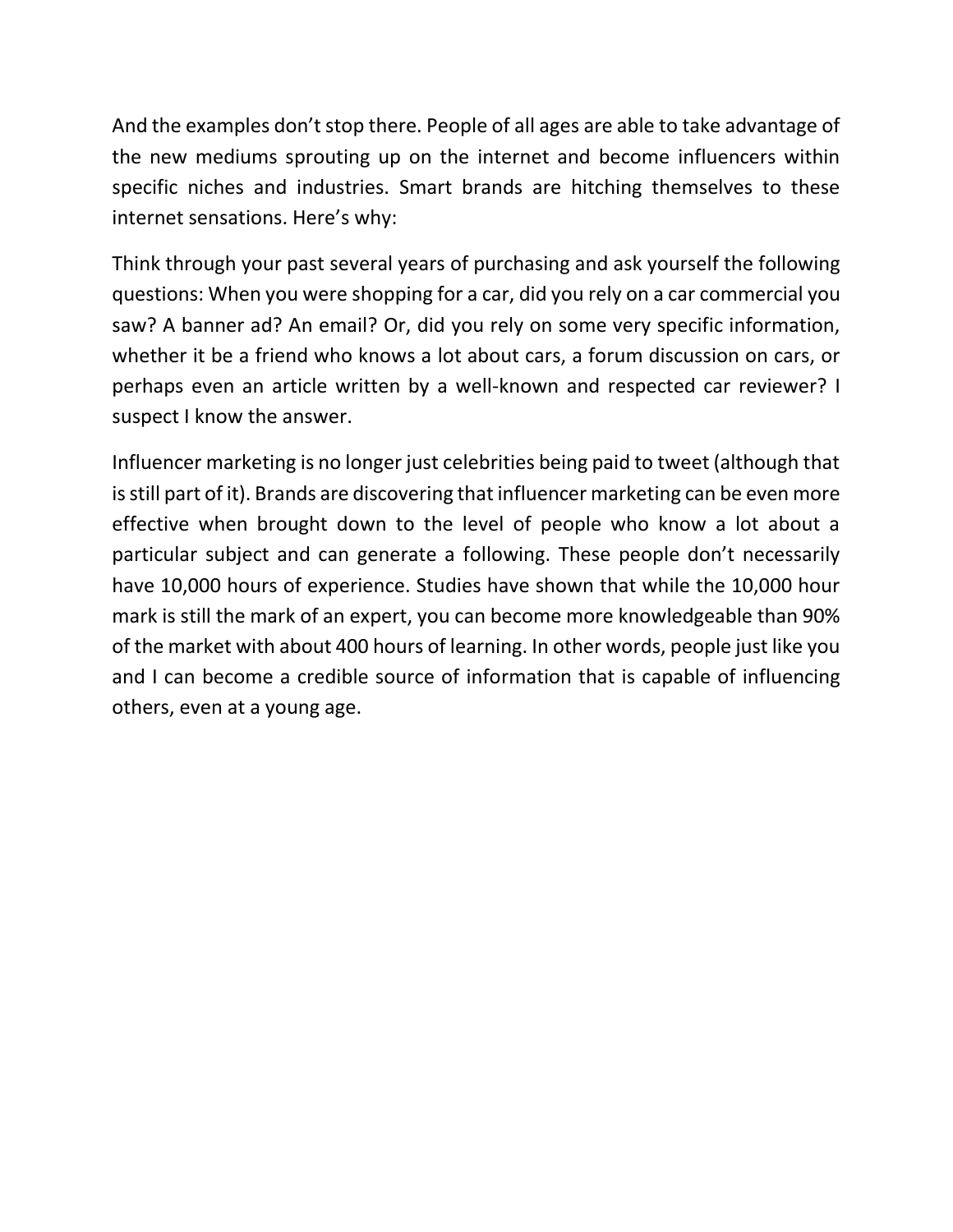And the examples don't stop there. People of all ages are able to take advantage of the new mediums sprouting up on the internet and become influencers within specific niches and industries. Smart brands are hitching themselves to these internet sensations. Here's why:

Think through your past several years of purchasing and ask yourself the following questions: When you were shopping for a car, did you rely on a car commercial you saw? A banner ad? An email? Or, did you rely on some very specific information, whether it be a friend who knows a lot about cars, a forum discussion on cars, or perhaps even an article written by a well-known and respected car reviewer? I suspect I know the answer.

Influencer marketing is no longer just celebrities being paid to tweet (although that is still part of it). Brands are discovering that influencer marketing can be even more effective when brought down to the level of people who know a lot about a particular subject and can generate a following. These people don't necessarily have 10,000 hours of experience. Studies have shown that while the 10,000 hour mark is still the mark of an expert, you can become more knowledgeable than 90% of the market with about 400 hours of learning. In other words, people just like you and I can become a credible source of information that is capable of influencing others, even at a young age.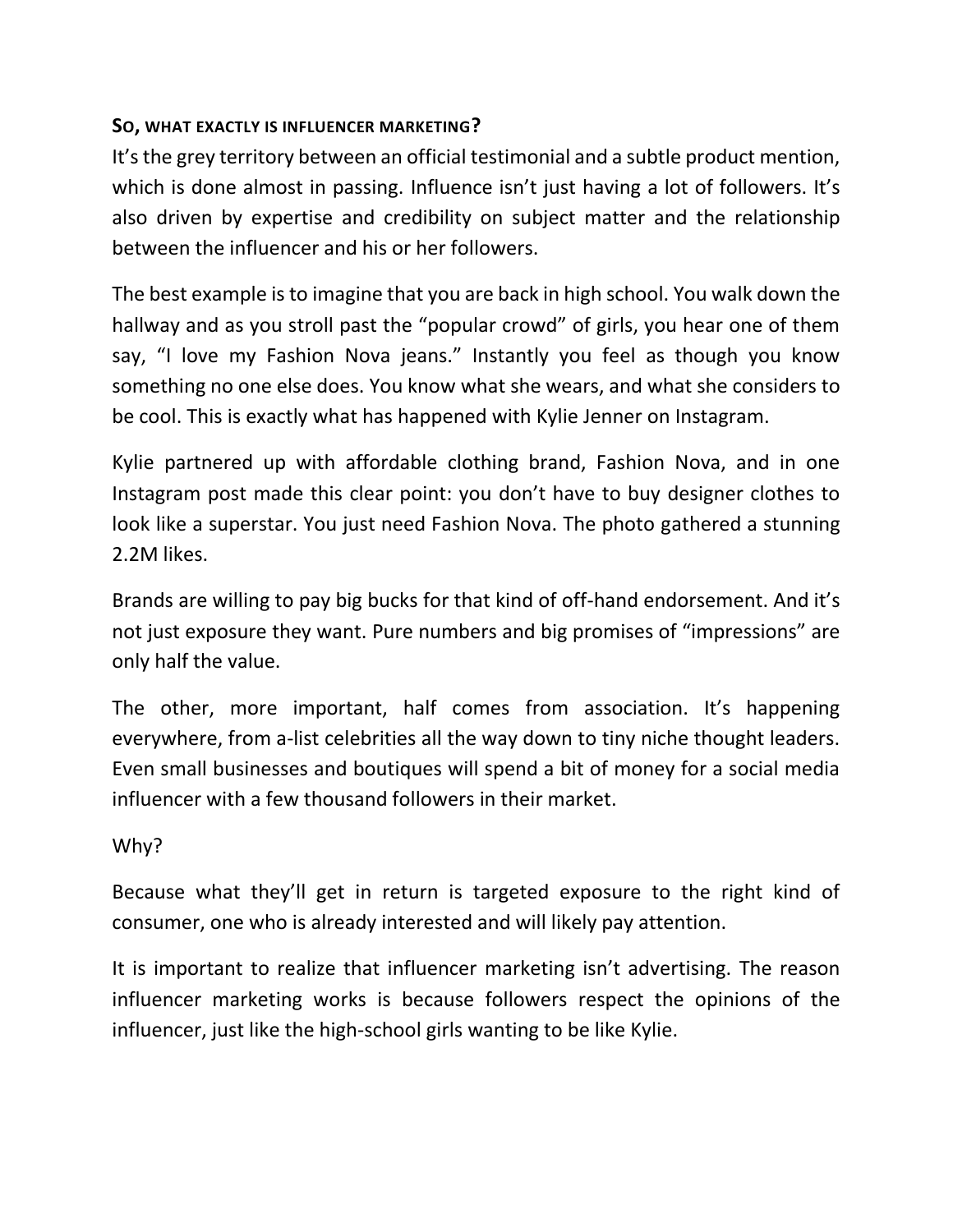**So, what exactly is influencer marketing?**

It's the grey territory between an official testimonial and a subtle product mention, which is done almost in passing. Influence isn't just having a lot of followers. It's also driven by expertise and credibility on subject matter and the relationship between the influencer and his or her followers.

The best example is to imagine that you are back in high school. You walk down the hallway and as you stroll past the "popular crowd" of girls, you hear one of them say, "I love my Fashion Nova jeans." Instantly you feel as though you know something no one else does. You know what she wears, and what she considers to be cool. This is exactly what has happened with Kylie Jenner on Instagram.

Kylie partnered up with affordable clothing brand, Fashion Nova, and in one Instagram post made this clear point: you don't have to buy designer clothes to look like a superstar. You just need Fashion Nova. The photo gathered a stunning 2.2M likes.

Brands are willing to pay big bucks for that kind of off-hand endorsement. And it's not just exposure they want. Pure numbers and big promises of "impressions" are only half the value.

The other, more important, half comes from association. It's happening everywhere, from a-list celebrities all the way down to tiny niche thought leaders. Even small businesses and boutiques will spend a bit of money for a social media influencer with a few thousand followers in their market.

Why?

Because what they'll get in return is targeted exposure to the right kind of consumer, one who is already interested and will likely pay attention.

It is important to realize that influencer marketing isn't advertising. The reason influencer marketing works is because followers respect the opinions of the influencer, just like the high-school girls wanting to be like Kylie.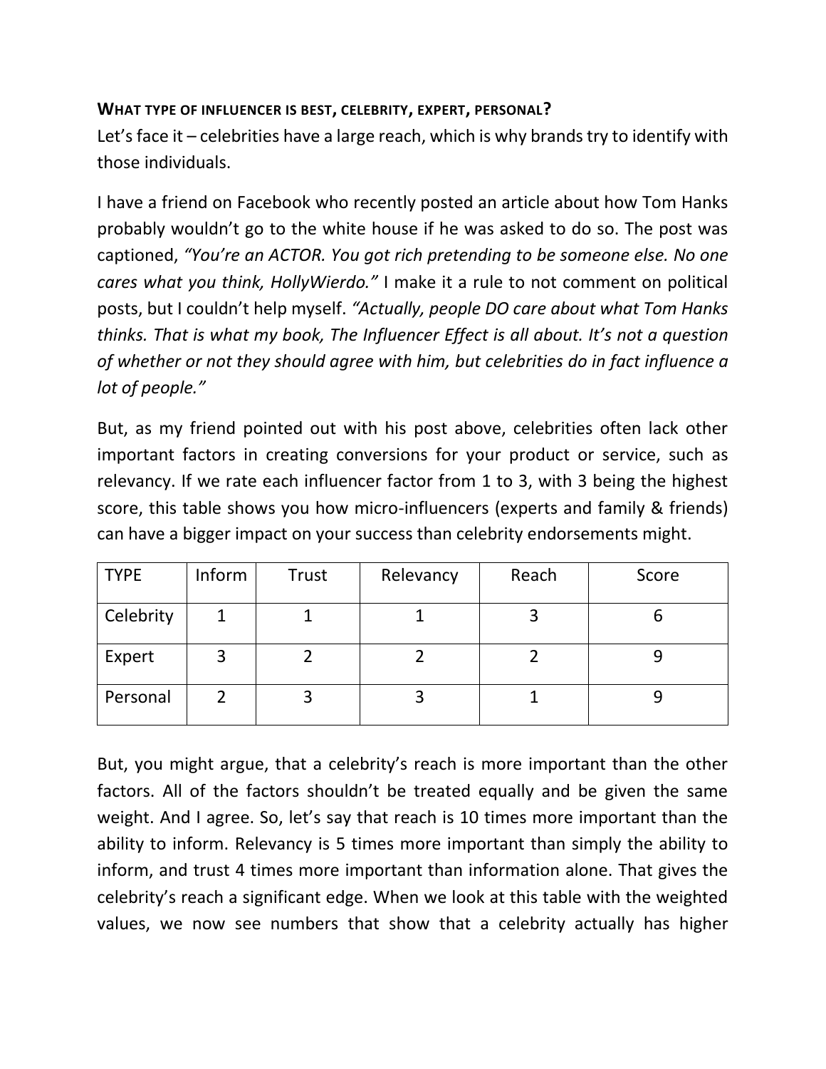### What type of influencer is best, celebrity, expert, personal?

Let's face it – celebrities have a large reach, which is why brands try to identify with those individuals.

I have a friend on Facebook who recently posted an article about how Tom Hanks probably wouldn't go to the white house if he was asked to do so. The post was captioned, *"You're an ACTOR. You got rich pretending to be someone else. No one cares what you think, HollyWierdo."* I make it a rule to not comment on political posts, but I couldn't help myself. *"Actually, people DO care about what Tom Hanks thinks. That is what my book, The Influencer Effect is all about. It's not a question of whether or not they should agree with him, but celebrities do in fact influence a lot of people."*

But, as my friend pointed out with his post above, celebrities often lack other important factors in creating conversions for your product or service, such as relevancy. If we rate each influencer factor from 1 to 3, with 3 being the highest score, this table shows you how micro-influencers (experts and family & friends) can have a bigger impact on your success than celebrity endorsements might.

| TYPE | Inform | Trust | Relevancy | Reach | Score |
|---|---|---|---|---|---|
| Celebrity | 1 | 1 | 1 | 3 | 6 |
| Expert | 3 | 2 | 2 | 2 | 9 |
| Personal | 2 | 3 | 3 | 1 | 9 |

But, you might argue, that a celebrity's reach is more important than the other factors. All of the factors shouldn't be treated equally and be given the same weight. And I agree. So, let's say that reach is 10 times more important than the ability to inform. Relevancy is 5 times more important than simply the ability to inform, and trust 4 times more important than information alone. That gives the celebrity's reach a significant edge. When we look at this table with the weighted values, we now see numbers that show that a celebrity actually has higher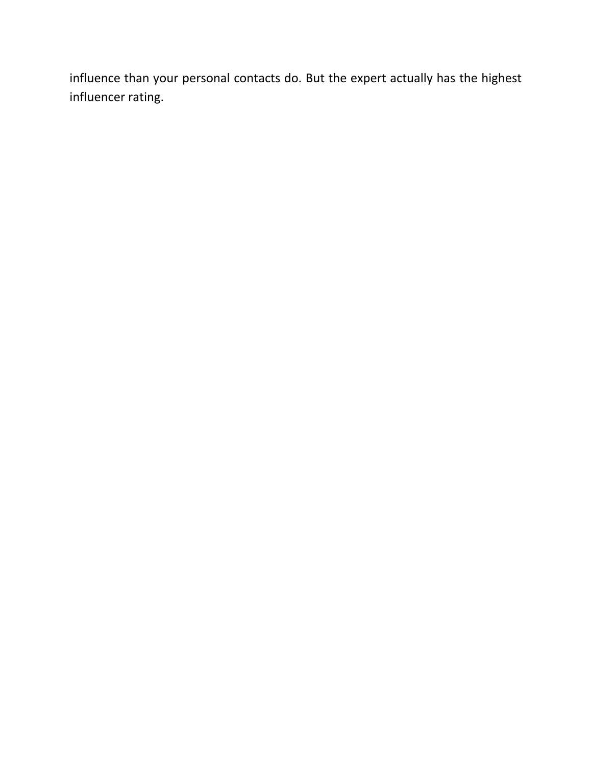influence than your personal contacts do. But the expert actually has the highest influencer rating.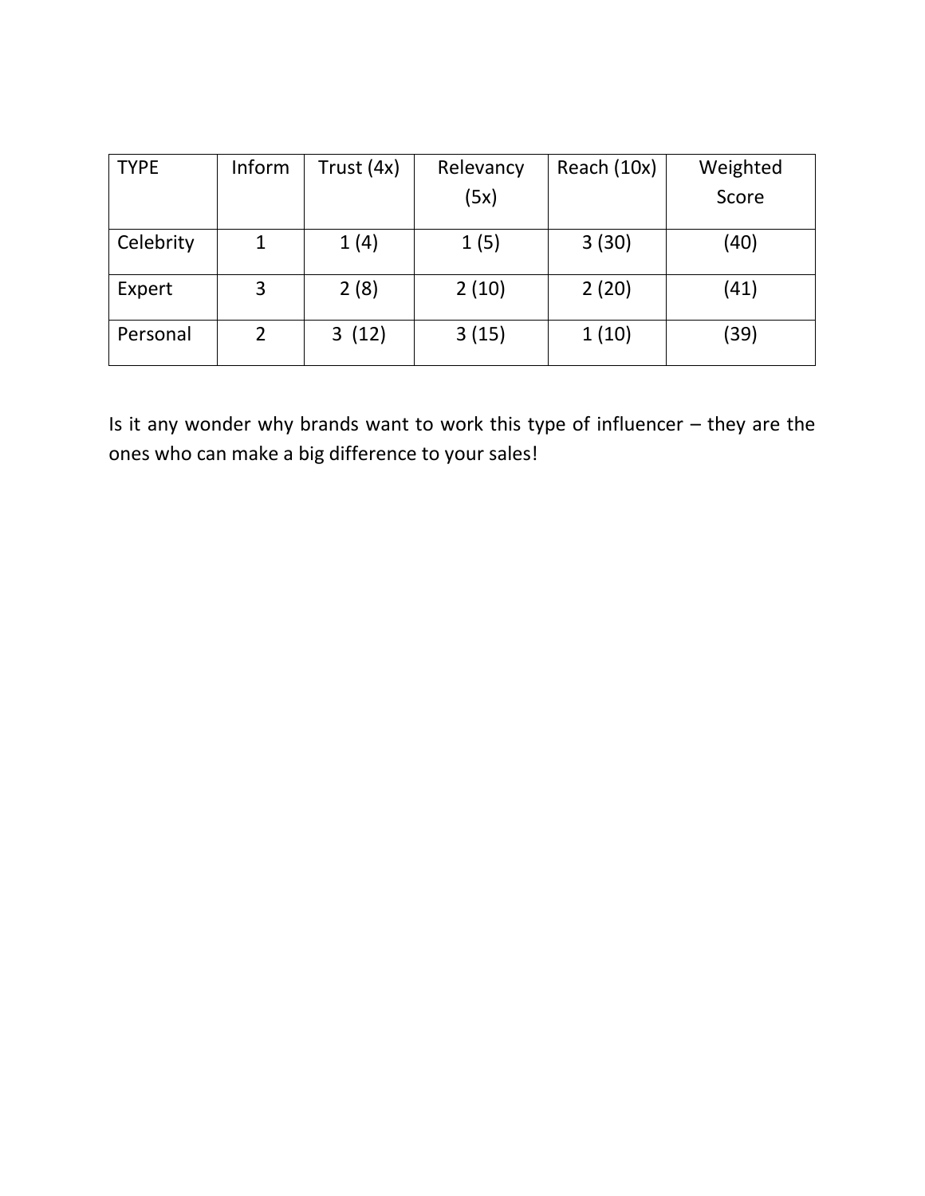| TYPE | Inform | Trust (4x) | Relevancy (5x) | Reach (10x) | Weighted Score |
|---|---|---|---|---|---|
| Celebrity | 1 | 1 (4) | 1 (5) | 3 (30) | (40) |
| Expert | 3 | 2 (8) | 2 (10) | 2 (20) | (41) |
| Personal | 2 | 3 (12) | 3 (15) | 1 (10) | (39) |

Is it any wonder why brands want to work this type of influencer – they are the ones who can make a big difference to your sales!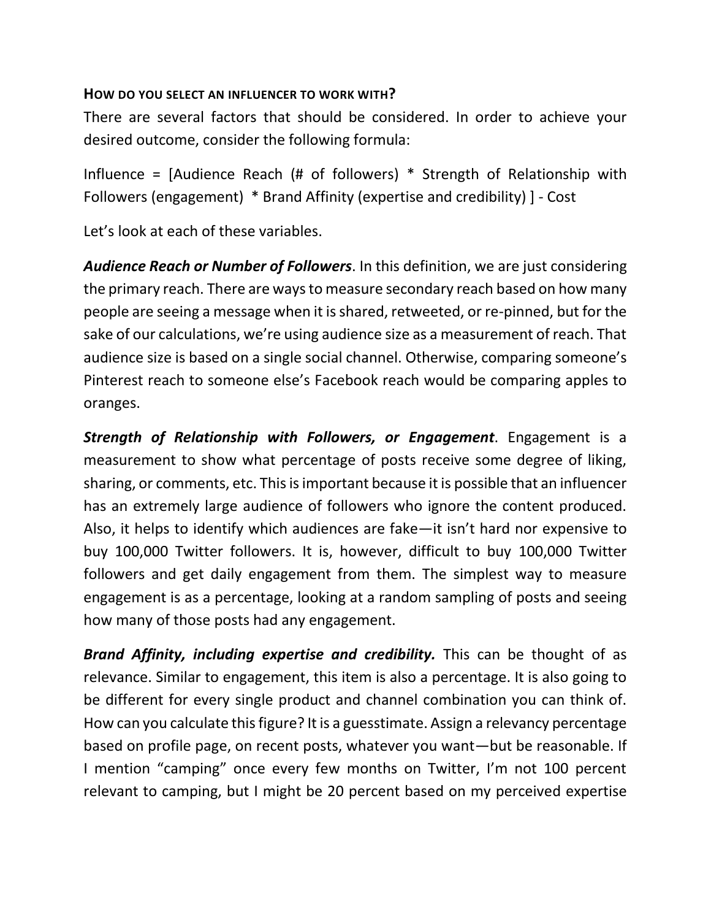**HOW DO YOU SELECT AN INFLUENCER TO WORK WITH?**

There are several factors that should be considered. In order to achieve your desired outcome, consider the following formula:

Influence = [Audience Reach (# of followers) * Strength of Relationship with Followers (engagement) * Brand Affinity (expertise and credibility) ] - Cost

Let's look at each of these variables.

***Audience Reach or Number of Followers***. In this definition, we are just considering the primary reach. There are ways to measure secondary reach based on how many people are seeing a message when it is shared, retweeted, or re-pinned, but for the sake of our calculations, we're using audience size as a measurement of reach. That audience size is based on a single social channel. Otherwise, comparing someone's Pinterest reach to someone else's Facebook reach would be comparing apples to oranges.

***Strength of Relationship with Followers, or Engagement***. Engagement is a measurement to show what percentage of posts receive some degree of liking, sharing, or comments, etc. This is important because it is possible that an influencer has an extremely large audience of followers who ignore the content produced. Also, it helps to identify which audiences are fake—it isn't hard nor expensive to buy 100,000 Twitter followers. It is, however, difficult to buy 100,000 Twitter followers and get daily engagement from them. The simplest way to measure engagement is as a percentage, looking at a random sampling of posts and seeing how many of those posts had any engagement.

***Brand Affinity, including expertise and credibility.*** This can be thought of as relevance. Similar to engagement, this item is also a percentage. It is also going to be different for every single product and channel combination you can think of. How can you calculate this figure? It is a guesstimate. Assign a relevancy percentage based on profile page, on recent posts, whatever you want—but be reasonable. If I mention "camping" once every few months on Twitter, I'm not 100 percent relevant to camping, but I might be 20 percent based on my perceived expertise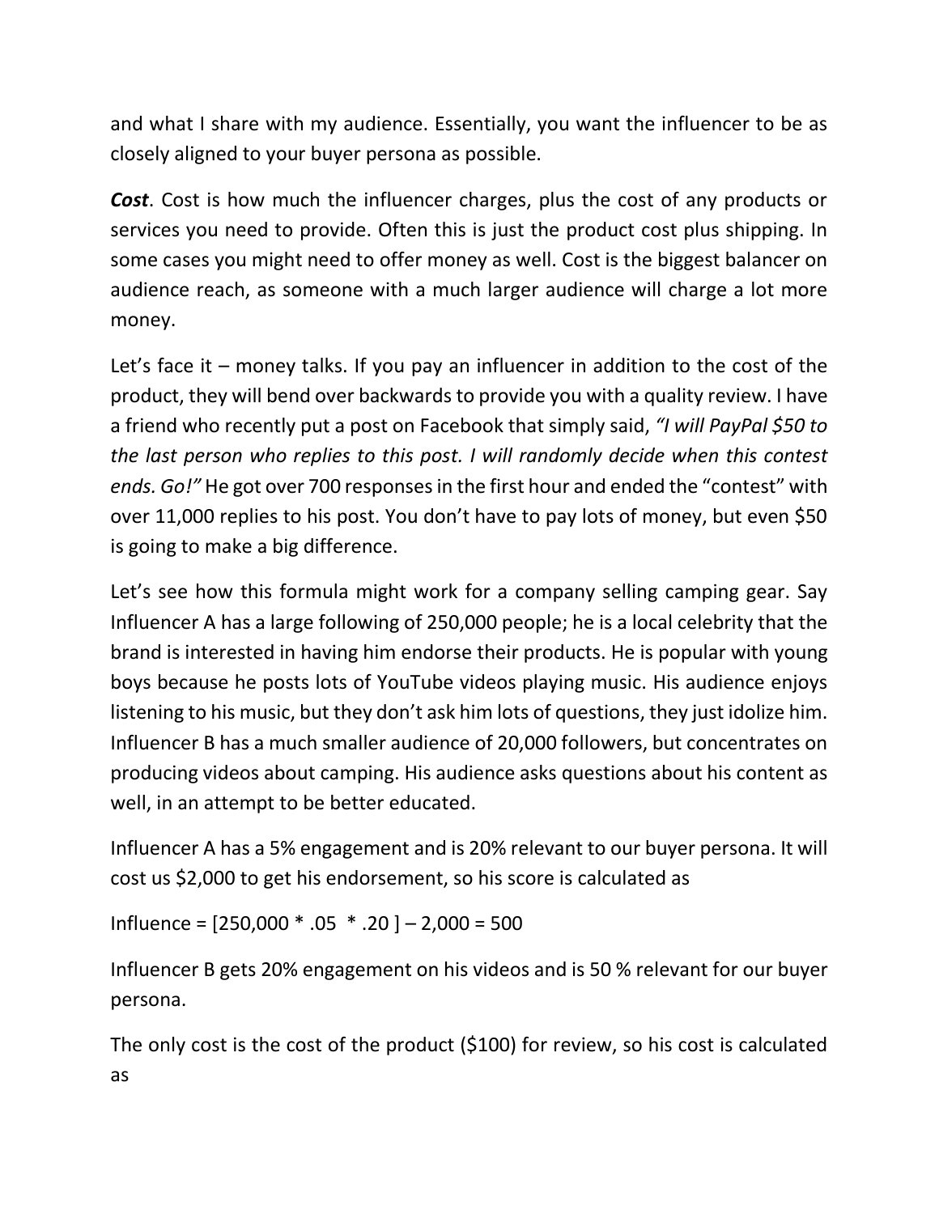and what I share with my audience. Essentially, you want the influencer to be as closely aligned to your buyer persona as possible.

***Cost***. Cost is how much the influencer charges, plus the cost of any products or services you need to provide. Often this is just the product cost plus shipping. In some cases you might need to offer money as well. Cost is the biggest balancer on audience reach, as someone with a much larger audience will charge a lot more money.

Let's face it – money talks. If you pay an influencer in addition to the cost of the product, they will bend over backwards to provide you with a quality review. I have a friend who recently put a post on Facebook that simply said, *"I will PayPal $50 to the last person who replies to this post. I will randomly decide when this contest ends. Go!"* He got over 700 responses in the first hour and ended the "contest" with over 11,000 replies to his post. You don't have to pay lots of money, but even $50 is going to make a big difference.

Let's see how this formula might work for a company selling camping gear. Say Influencer A has a large following of 250,000 people; he is a local celebrity that the brand is interested in having him endorse their products. He is popular with young boys because he posts lots of YouTube videos playing music. His audience enjoys listening to his music, but they don't ask him lots of questions, they just idolize him. Influencer B has a much smaller audience of 20,000 followers, but concentrates on producing videos about camping. His audience asks questions about his content as well, in an attempt to be better educated.

Influencer A has a 5% engagement and is 20% relevant to our buyer persona. It will cost us $2,000 to get his endorsement, so his score is calculated as

$$\text{Influence} = [250{,}000 * .05 * .20] - 2{,}000 = 500$$

Influencer B gets 20% engagement on his videos and is 50 % relevant for our buyer persona.

The only cost is the cost of the product ($100) for review, so his cost is calculated as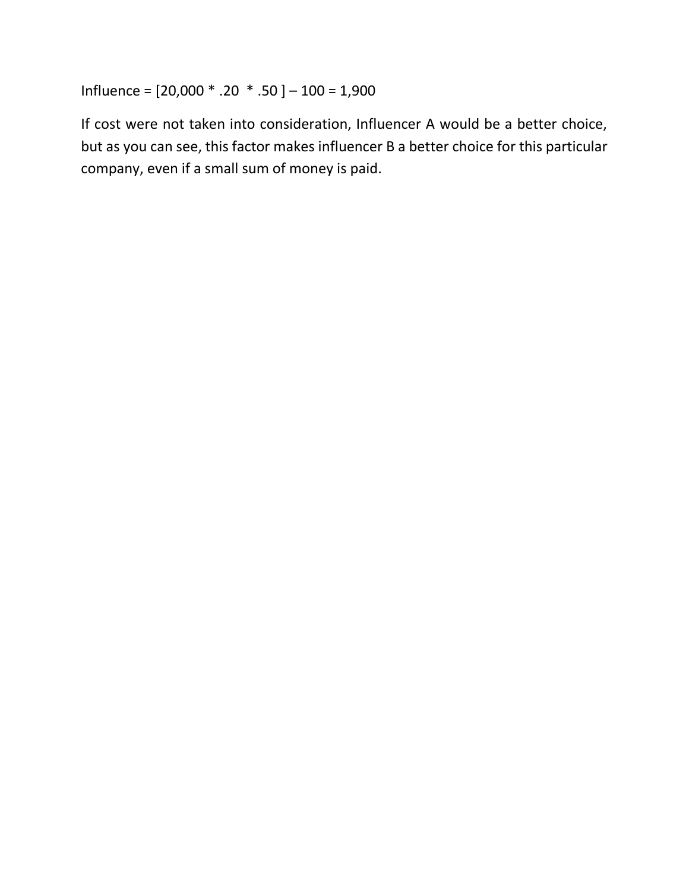Influence = [20,000 * .20 * .50 ] – 100 = 1,900

If cost were not taken into consideration, Influencer A would be a better choice, but as you can see, this factor makes influencer B a better choice for this particular company, even if a small sum of money is paid.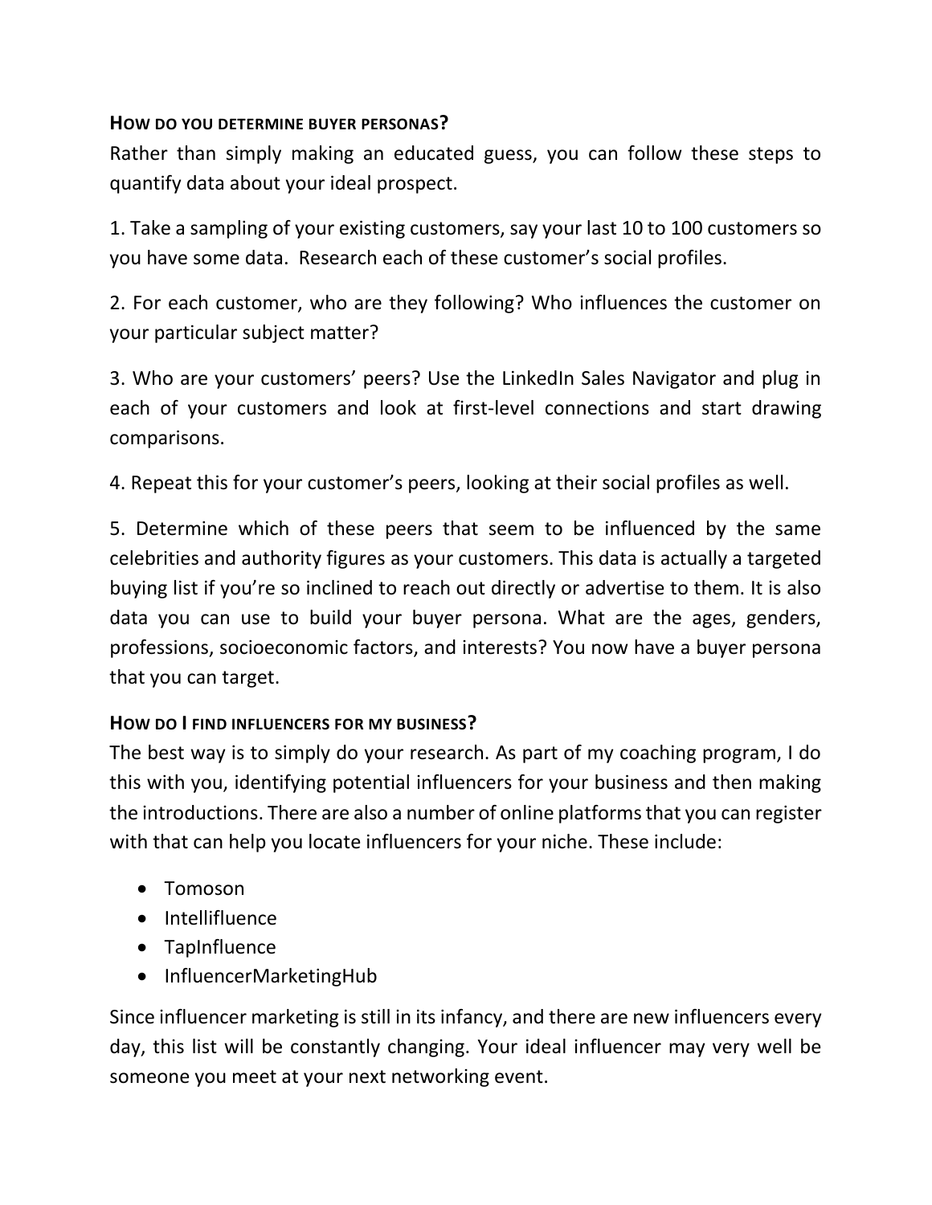### How do you determine buyer personas?

Rather than simply making an educated guess, you can follow these steps to quantify data about your ideal prospect.

1. Take a sampling of your existing customers, say your last 10 to 100 customers so you have some data. Research each of these customer's social profiles.

2. For each customer, who are they following? Who influences the customer on your particular subject matter?

3. Who are your customers' peers? Use the LinkedIn Sales Navigator and plug in each of your customers and look at first-level connections and start drawing comparisons.

4. Repeat this for your customer's peers, looking at their social profiles as well.

5. Determine which of these peers that seem to be influenced by the same celebrities and authority figures as your customers. This data is actually a targeted buying list if you're so inclined to reach out directly or advertise to them. It is also data you can use to build your buyer persona. What are the ages, genders, professions, socioeconomic factors, and interests? You now have a buyer persona that you can target.

### How do I find influencers for my business?

The best way is to simply do your research. As part of my coaching program, I do this with you, identifying potential influencers for your business and then making the introductions. There are also a number of online platforms that you can register with that can help you locate influencers for your niche. These include:

- Tomoson
- Intellifluence
- TapInfluence
- InfluencerMarketingHub

Since influencer marketing is still in its infancy, and there are new influencers every day, this list will be constantly changing. Your ideal influencer may very well be someone you meet at your next networking event.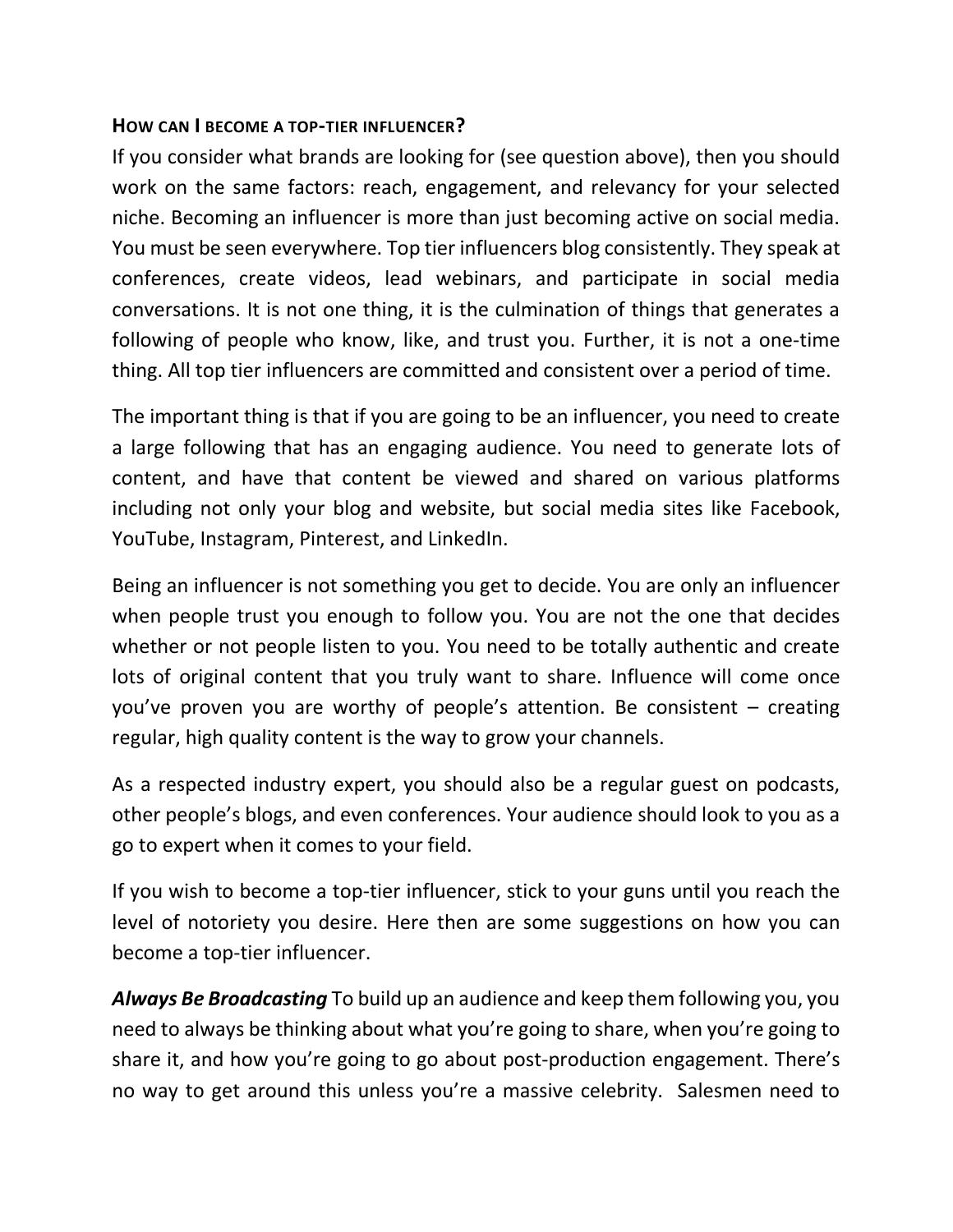### HOW CAN I BECOME A TOP-TIER INFLUENCER?

If you consider what brands are looking for (see question above), then you should work on the same factors: reach, engagement, and relevancy for your selected niche. Becoming an influencer is more than just becoming active on social media. You must be seen everywhere. Top tier influencers blog consistently. They speak at conferences, create videos, lead webinars, and participate in social media conversations. It is not one thing, it is the culmination of things that generates a following of people who know, like, and trust you. Further, it is not a one-time thing. All top tier influencers are committed and consistent over a period of time.

The important thing is that if you are going to be an influencer, you need to create a large following that has an engaging audience. You need to generate lots of content, and have that content be viewed and shared on various platforms including not only your blog and website, but social media sites like Facebook, YouTube, Instagram, Pinterest, and LinkedIn.

Being an influencer is not something you get to decide. You are only an influencer when people trust you enough to follow you. You are not the one that decides whether or not people listen to you. You need to be totally authentic and create lots of original content that you truly want to share. Influence will come once you've proven you are worthy of people's attention. Be consistent – creating regular, high quality content is the way to grow your channels.

As a respected industry expert, you should also be a regular guest on podcasts, other people's blogs, and even conferences. Your audience should look to you as a go to expert when it comes to your field.

If you wish to become a top-tier influencer, stick to your guns until you reach the level of notoriety you desire. Here then are some suggestions on how you can become a top-tier influencer.

***Always Be Broadcasting*** To build up an audience and keep them following you, you need to always be thinking about what you're going to share, when you're going to share it, and how you're going to go about post-production engagement. There's no way to get around this unless you're a massive celebrity. Salesmen need to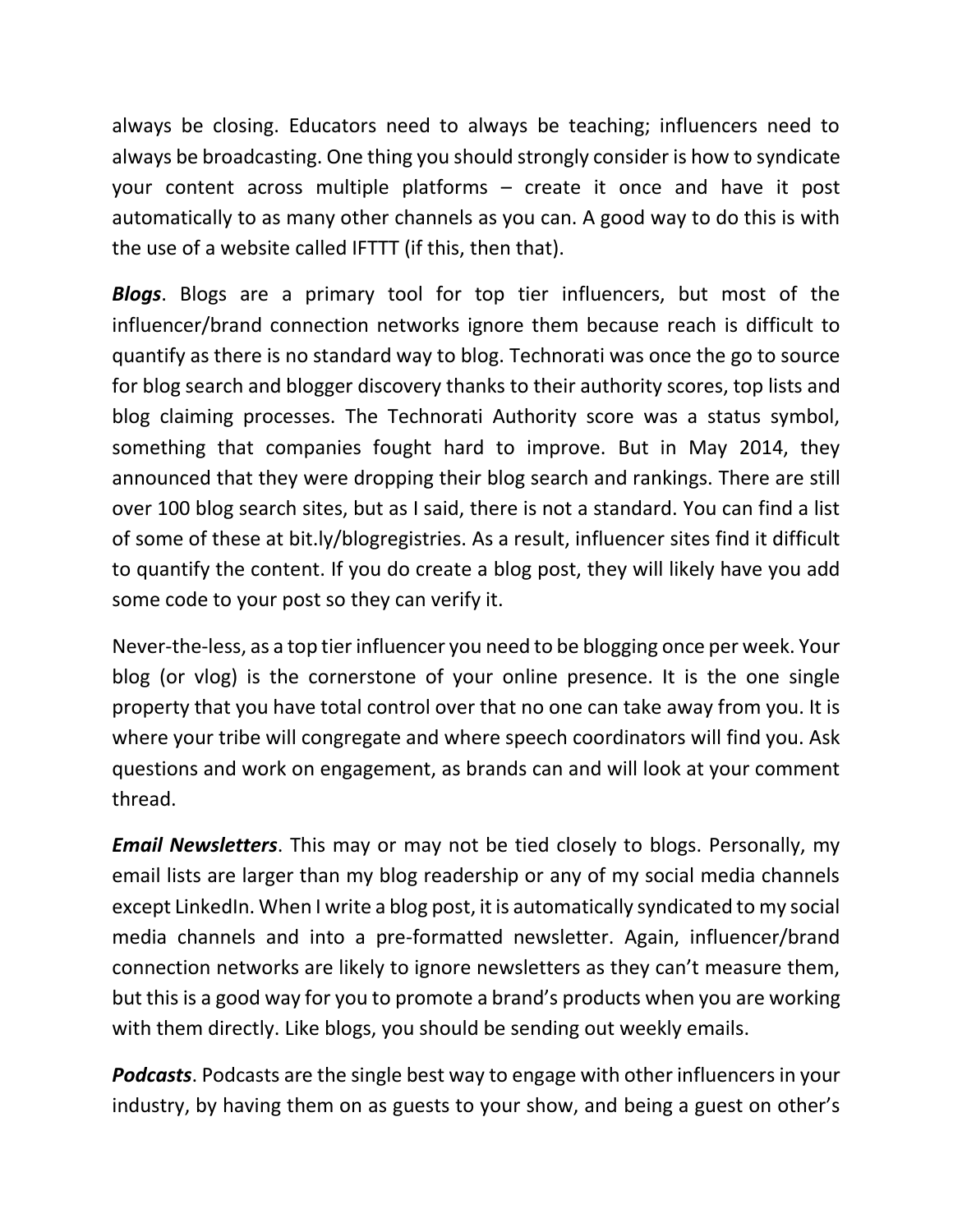always be closing. Educators need to always be teaching; influencers need to always be broadcasting. One thing you should strongly consider is how to syndicate your content across multiple platforms – create it once and have it post automatically to as many other channels as you can. A good way to do this is with the use of a website called IFTTT (if this, then that).

***Blogs***. Blogs are a primary tool for top tier influencers, but most of the influencer/brand connection networks ignore them because reach is difficult to quantify as there is no standard way to blog. Technorati was once the go to source for blog search and blogger discovery thanks to their authority scores, top lists and blog claiming processes. The Technorati Authority score was a status symbol, something that companies fought hard to improve. But in May 2014, they announced that they were dropping their blog search and rankings. There are still over 100 blog search sites, but as I said, there is not a standard. You can find a list of some of these at bit.ly/blogregistries. As a result, influencer sites find it difficult to quantify the content. If you do create a blog post, they will likely have you add some code to your post so they can verify it.

Never-the-less, as a top tier influencer you need to be blogging once per week. Your blog (or vlog) is the cornerstone of your online presence. It is the one single property that you have total control over that no one can take away from you. It is where your tribe will congregate and where speech coordinators will find you. Ask questions and work on engagement, as brands can and will look at your comment thread.

***Email Newsletters***. This may or may not be tied closely to blogs. Personally, my email lists are larger than my blog readership or any of my social media channels except LinkedIn. When I write a blog post, it is automatically syndicated to my social media channels and into a pre-formatted newsletter. Again, influencer/brand connection networks are likely to ignore newsletters as they can't measure them, but this is a good way for you to promote a brand's products when you are working with them directly. Like blogs, you should be sending out weekly emails.

***Podcasts***. Podcasts are the single best way to engage with other influencers in your industry, by having them on as guests to your show, and being a guest on other's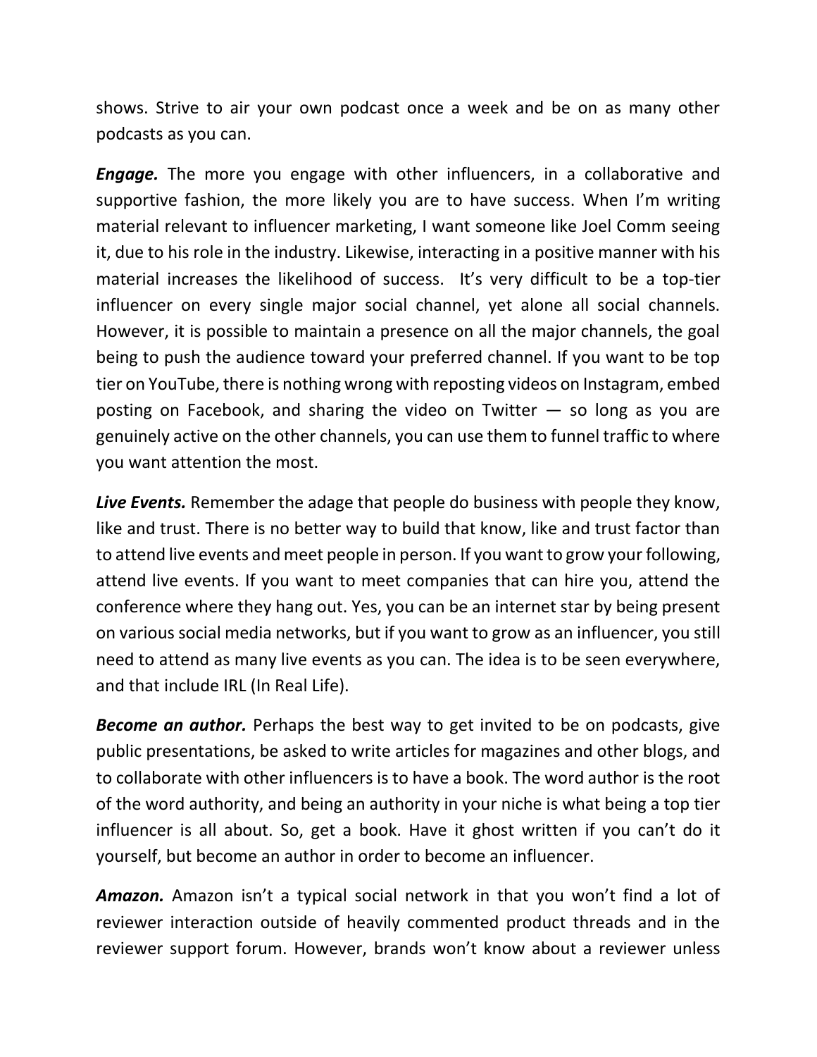shows. Strive to air your own podcast once a week and be on as many other podcasts as you can.

***Engage.*** The more you engage with other influencers, in a collaborative and supportive fashion, the more likely you are to have success. When I'm writing material relevant to influencer marketing, I want someone like Joel Comm seeing it, due to his role in the industry. Likewise, interacting in a positive manner with his material increases the likelihood of success. It's very difficult to be a top-tier influencer on every single major social channel, yet alone all social channels. However, it is possible to maintain a presence on all the major channels, the goal being to push the audience toward your preferred channel. If you want to be top tier on YouTube, there is nothing wrong with reposting videos on Instagram, embed posting on Facebook, and sharing the video on Twitter — so long as you are genuinely active on the other channels, you can use them to funnel traffic to where you want attention the most.

***Live Events.*** Remember the adage that people do business with people they know, like and trust. There is no better way to build that know, like and trust factor than to attend live events and meet people in person. If you want to grow your following, attend live events. If you want to meet companies that can hire you, attend the conference where they hang out. Yes, you can be an internet star by being present on various social media networks, but if you want to grow as an influencer, you still need to attend as many live events as you can. The idea is to be seen everywhere, and that include IRL (In Real Life).

***Become an author.*** Perhaps the best way to get invited to be on podcasts, give public presentations, be asked to write articles for magazines and other blogs, and to collaborate with other influencers is to have a book. The word author is the root of the word authority, and being an authority in your niche is what being a top tier influencer is all about. So, get a book. Have it ghost written if you can't do it yourself, but become an author in order to become an influencer.

***Amazon.*** Amazon isn't a typical social network in that you won't find a lot of reviewer interaction outside of heavily commented product threads and in the reviewer support forum. However, brands won't know about a reviewer unless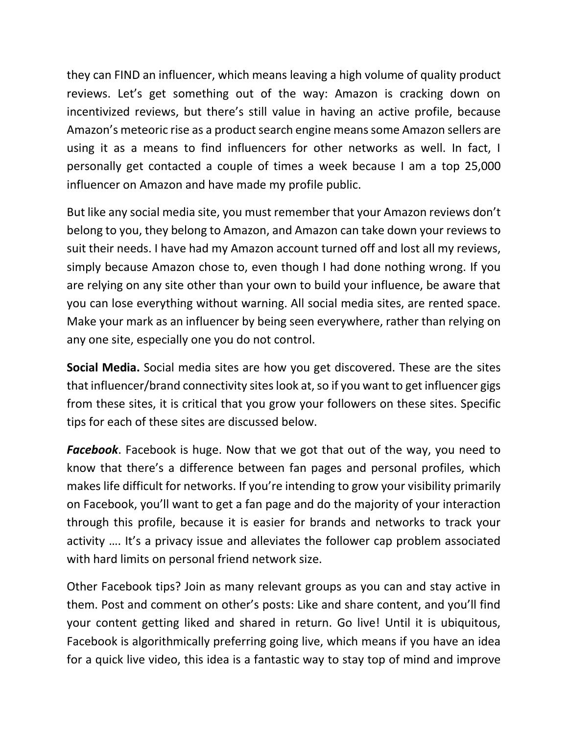they can FIND an influencer, which means leaving a high volume of quality product reviews. Let's get something out of the way: Amazon is cracking down on incentivized reviews, but there's still value in having an active profile, because Amazon's meteoric rise as a product search engine means some Amazon sellers are using it as a means to find influencers for other networks as well. In fact, I personally get contacted a couple of times a week because I am a top 25,000 influencer on Amazon and have made my profile public.

But like any social media site, you must remember that your Amazon reviews don't belong to you, they belong to Amazon, and Amazon can take down your reviews to suit their needs. I have had my Amazon account turned off and lost all my reviews, simply because Amazon chose to, even though I had done nothing wrong. If you are relying on any site other than your own to build your influence, be aware that you can lose everything without warning. All social media sites, are rented space. Make your mark as an influencer by being seen everywhere, rather than relying on any one site, especially one you do not control.

**Social Media.** Social media sites are how you get discovered. These are the sites that influencer/brand connectivity sites look at, so if you want to get influencer gigs from these sites, it is critical that you grow your followers on these sites. Specific tips for each of these sites are discussed below.

***Facebook***. Facebook is huge. Now that we got that out of the way, you need to know that there's a difference between fan pages and personal profiles, which makes life difficult for networks. If you're intending to grow your visibility primarily on Facebook, you'll want to get a fan page and do the majority of your interaction through this profile, because it is easier for brands and networks to track your activity …. It's a privacy issue and alleviates the follower cap problem associated with hard limits on personal friend network size.

Other Facebook tips? Join as many relevant groups as you can and stay active in them. Post and comment on other's posts: Like and share content, and you'll find your content getting liked and shared in return. Go live! Until it is ubiquitous, Facebook is algorithmically preferring going live, which means if you have an idea for a quick live video, this idea is a fantastic way to stay top of mind and improve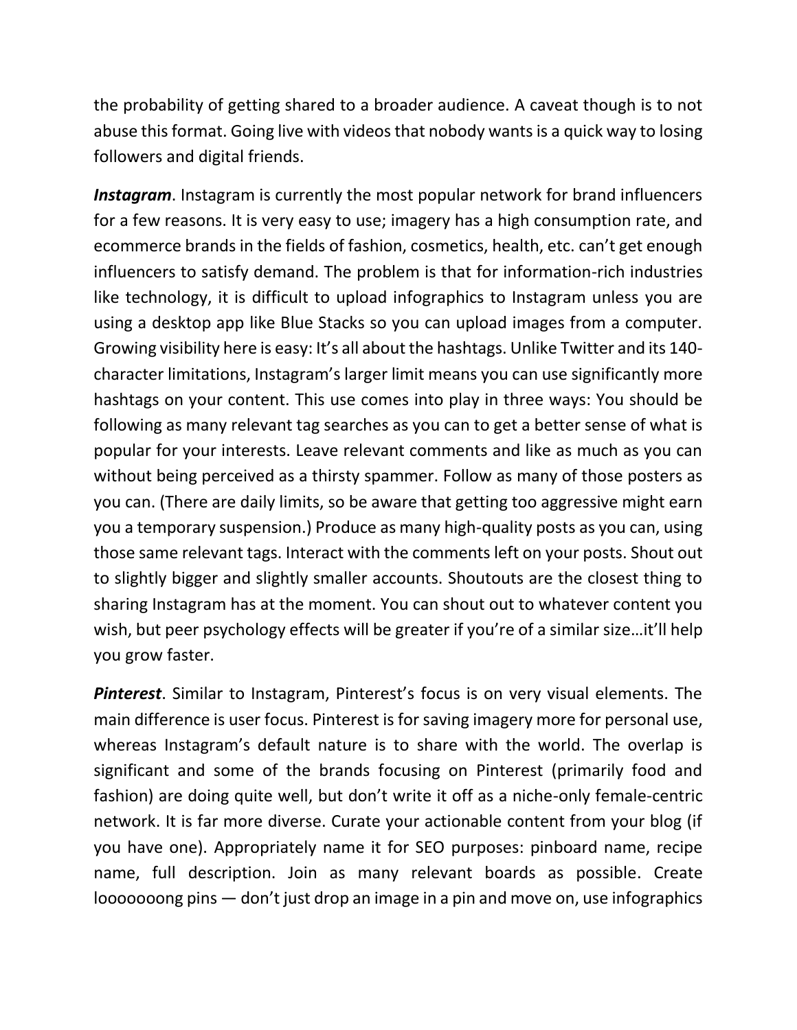the probability of getting shared to a broader audience. A caveat though is to not abuse this format. Going live with videos that nobody wants is a quick way to losing followers and digital friends.

***Instagram***. Instagram is currently the most popular network for brand influencers for a few reasons. It is very easy to use; imagery has a high consumption rate, and ecommerce brands in the fields of fashion, cosmetics, health, etc. can't get enough influencers to satisfy demand. The problem is that for information-rich industries like technology, it is difficult to upload infographics to Instagram unless you are using a desktop app like Blue Stacks so you can upload images from a computer. Growing visibility here is easy: It's all about the hashtags. Unlike Twitter and its 140-character limitations, Instagram's larger limit means you can use significantly more hashtags on your content. This use comes into play in three ways: You should be following as many relevant tag searches as you can to get a better sense of what is popular for your interests. Leave relevant comments and like as much as you can without being perceived as a thirsty spammer. Follow as many of those posters as you can. (There are daily limits, so be aware that getting too aggressive might earn you a temporary suspension.) Produce as many high-quality posts as you can, using those same relevant tags. Interact with the comments left on your posts. Shout out to slightly bigger and slightly smaller accounts. Shoutouts are the closest thing to sharing Instagram has at the moment. You can shout out to whatever content you wish, but peer psychology effects will be greater if you're of a similar size…it'll help you grow faster.

***Pinterest***. Similar to Instagram, Pinterest's focus is on very visual elements. The main difference is user focus. Pinterest is for saving imagery more for personal use, whereas Instagram's default nature is to share with the world. The overlap is significant and some of the brands focusing on Pinterest (primarily food and fashion) are doing quite well, but don't write it off as a niche-only female-centric network. It is far more diverse. Curate your actionable content from your blog (if you have one). Appropriately name it for SEO purposes: pinboard name, recipe name, full description. Join as many relevant boards as possible. Create looooooong pins — don't just drop an image in a pin and move on, use infographics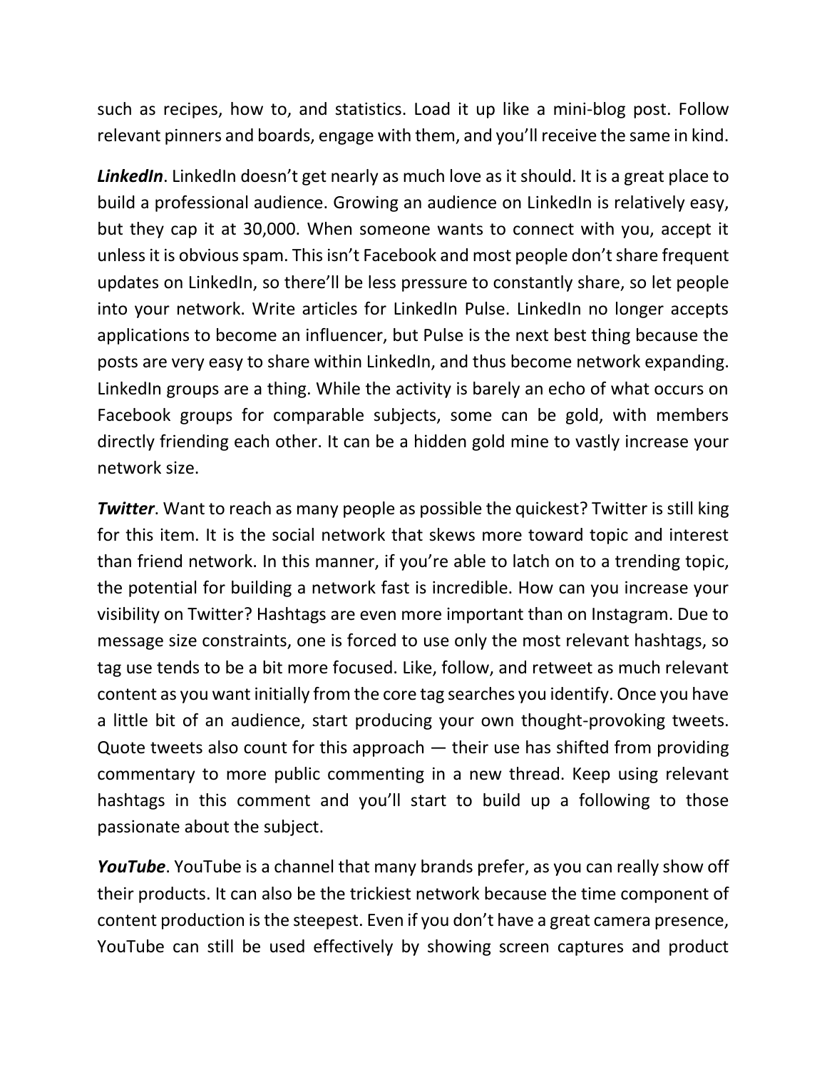such as recipes, how to, and statistics. Load it up like a mini-blog post. Follow relevant pinners and boards, engage with them, and you'll receive the same in kind.

***LinkedIn***. LinkedIn doesn't get nearly as much love as it should. It is a great place to build a professional audience. Growing an audience on LinkedIn is relatively easy, but they cap it at 30,000. When someone wants to connect with you, accept it unless it is obvious spam. This isn't Facebook and most people don't share frequent updates on LinkedIn, so there'll be less pressure to constantly share, so let people into your network. Write articles for LinkedIn Pulse. LinkedIn no longer accepts applications to become an influencer, but Pulse is the next best thing because the posts are very easy to share within LinkedIn, and thus become network expanding. LinkedIn groups are a thing. While the activity is barely an echo of what occurs on Facebook groups for comparable subjects, some can be gold, with members directly friending each other. It can be a hidden gold mine to vastly increase your network size.

***Twitter***. Want to reach as many people as possible the quickest? Twitter is still king for this item. It is the social network that skews more toward topic and interest than friend network. In this manner, if you're able to latch on to a trending topic, the potential for building a network fast is incredible. How can you increase your visibility on Twitter? Hashtags are even more important than on Instagram. Due to message size constraints, one is forced to use only the most relevant hashtags, so tag use tends to be a bit more focused. Like, follow, and retweet as much relevant content as you want initially from the core tag searches you identify. Once you have a little bit of an audience, start producing your own thought-provoking tweets. Quote tweets also count for this approach — their use has shifted from providing commentary to more public commenting in a new thread. Keep using relevant hashtags in this comment and you'll start to build up a following to those passionate about the subject.

***YouTube***. YouTube is a channel that many brands prefer, as you can really show off their products. It can also be the trickiest network because the time component of content production is the steepest. Even if you don't have a great camera presence, YouTube can still be used effectively by showing screen captures and product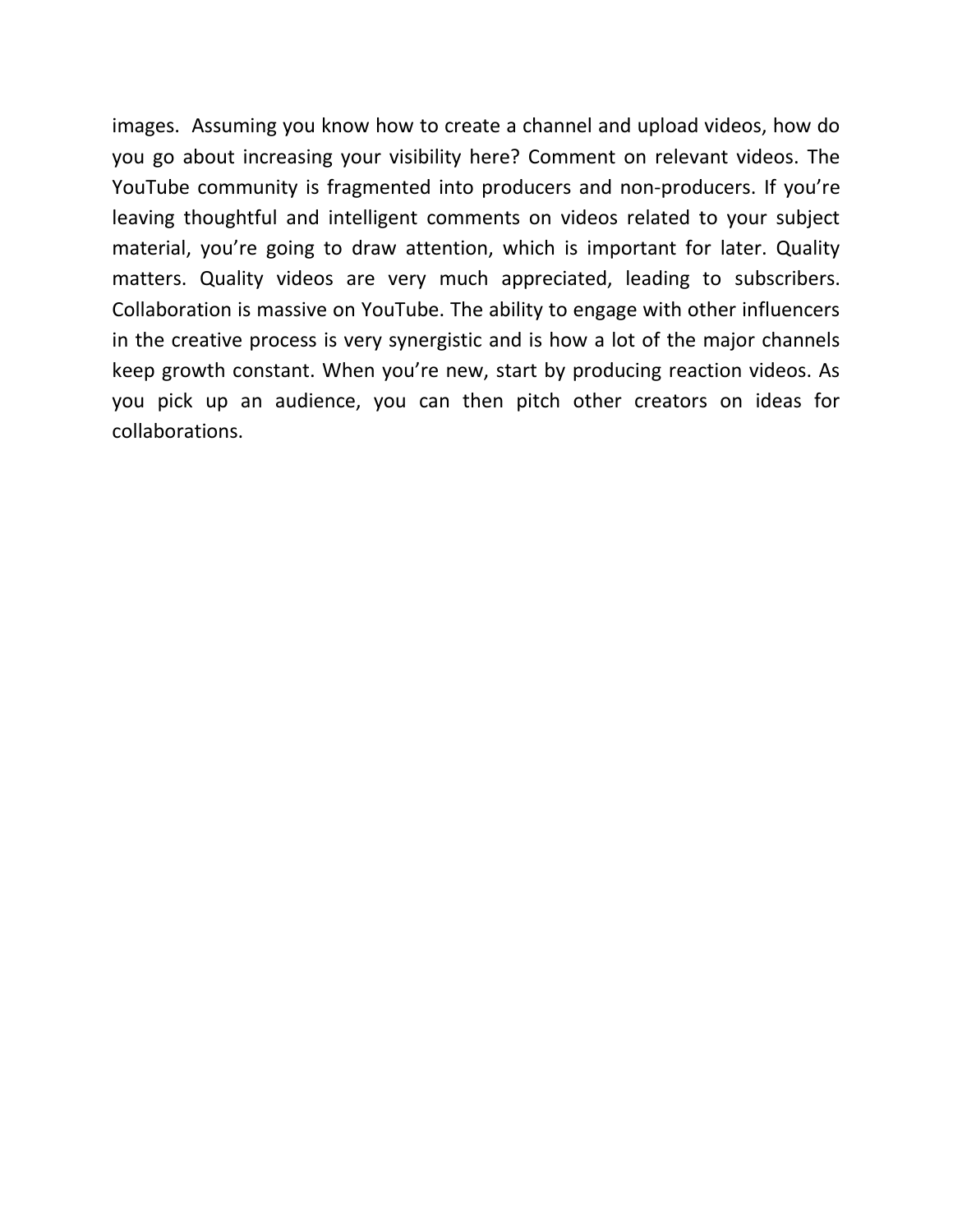images.  Assuming you know how to create a channel and upload videos, how do you go about increasing your visibility here? Comment on relevant videos. The YouTube community is fragmented into producers and non-producers. If you're leaving thoughtful and intelligent comments on videos related to your subject material, you're going to draw attention, which is important for later. Quality matters. Quality videos are very much appreciated, leading to subscribers. Collaboration is massive on YouTube. The ability to engage with other influencers in the creative process is very synergistic and is how a lot of the major channels keep growth constant. When you're new, start by producing reaction videos. As you pick up an audience, you can then pitch other creators on ideas for collaborations.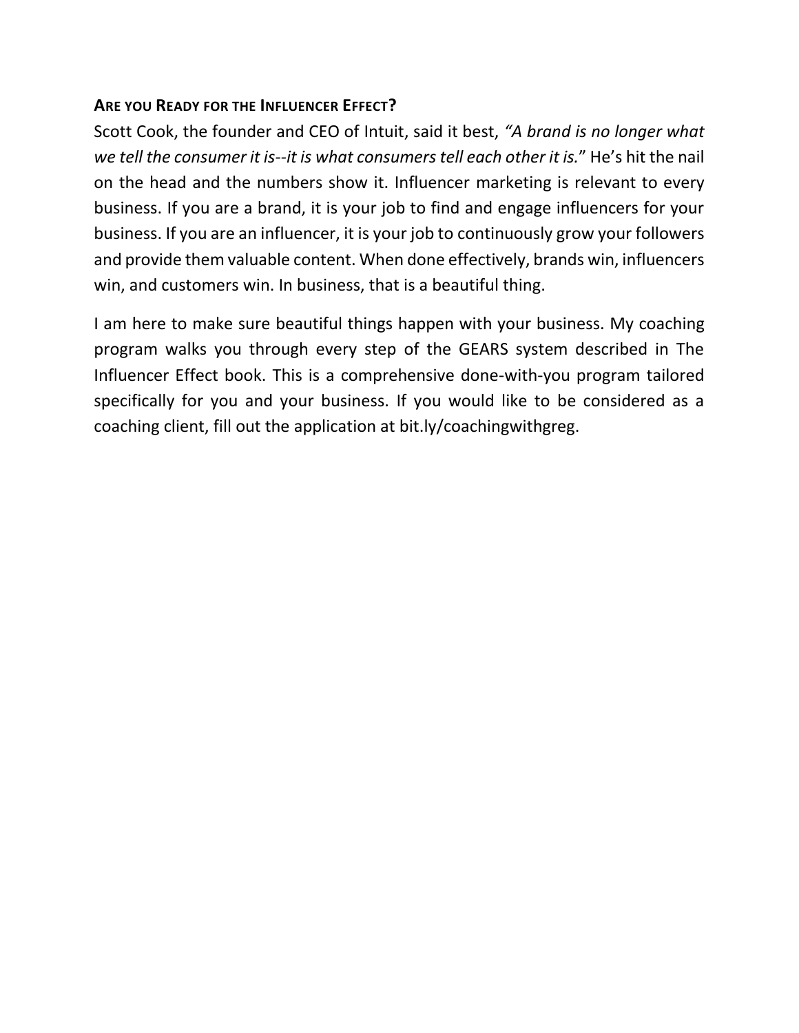**ARE YOU READY FOR THE INFLUENCER EFFECT?**

Scott Cook, the founder and CEO of Intuit, said it best, *"A brand is no longer what we tell the consumer it is--it is what consumers tell each other it is."* He's hit the nail on the head and the numbers show it. Influencer marketing is relevant to every business. If you are a brand, it is your job to find and engage influencers for your business. If you are an influencer, it is your job to continuously grow your followers and provide them valuable content. When done effectively, brands win, influencers win, and customers win. In business, that is a beautiful thing.

I am here to make sure beautiful things happen with your business. My coaching program walks you through every step of the GEARS system described in The Influencer Effect book. This is a comprehensive done-with-you program tailored specifically for you and your business. If you would like to be considered as a coaching client, fill out the application at bit.ly/coachingwithgreg.